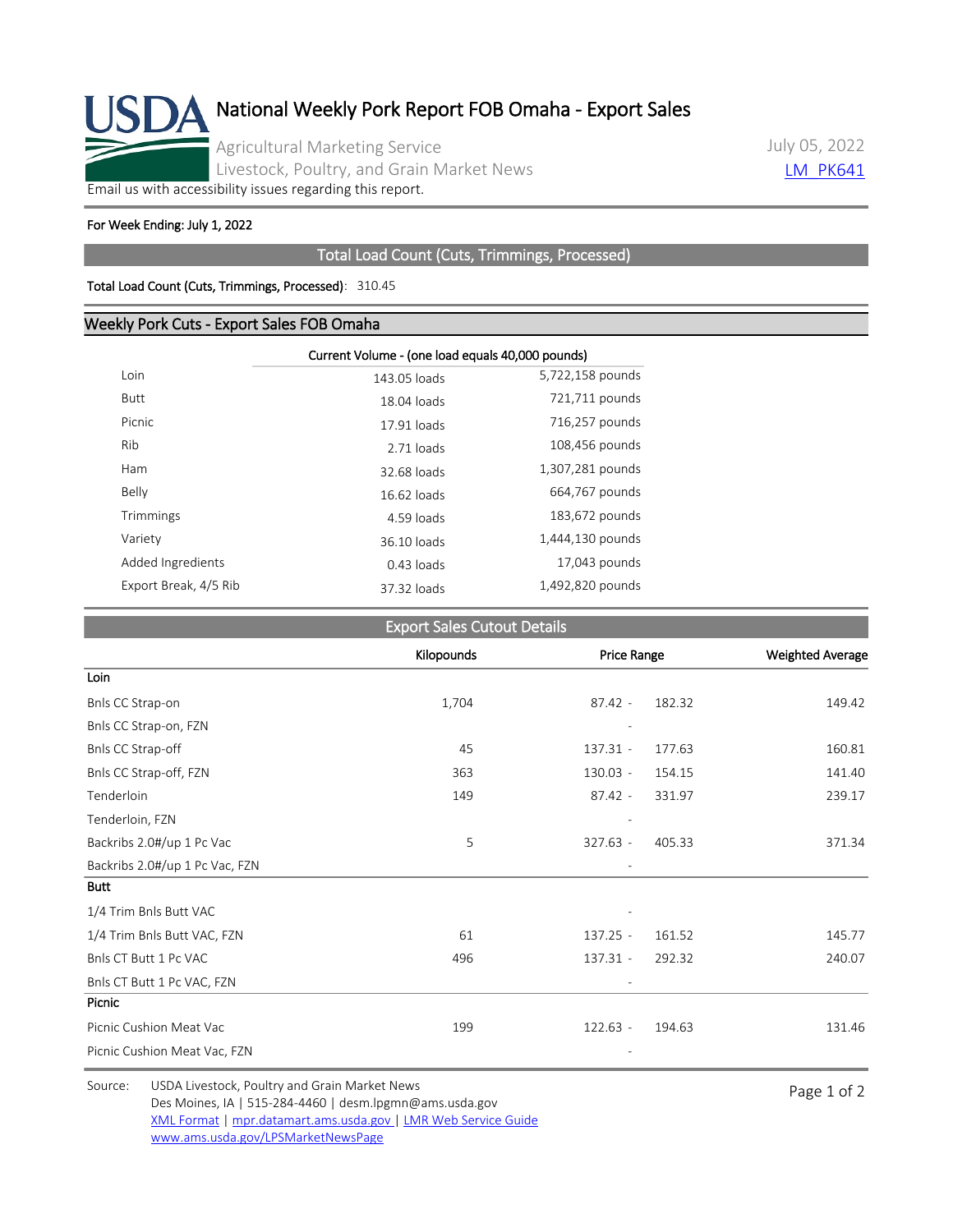# National Weekly Pork Report FOB Omaha - Export Sales

Agricultural Marketing Service
Livestock, Poultry, and Grain Market News

July 05, 2022
LM_PK641

Email us with accessibility issues regarding this report.

**For Week Ending: July 1, 2022**

## Total Load Count (Cuts, Trimmings, Processed)

**Total Load Count (Cuts, Trimmings, Processed)**: 310.45

## Weekly Pork Cuts - Export Sales FOB Omaha

| | Current Volume - (one load equals 40,000 pounds) | |
|---|---|---|
| Loin | 143.05 loads | 5,722,158 pounds |
| Butt | 18.04 loads | 721,711 pounds |
| Picnic | 17.91 loads | 716,257 pounds |
| Rib | 2.71 loads | 108,456 pounds |
| Ham | 32.68 loads | 1,307,281 pounds |
| Belly | 16.62 loads | 664,767 pounds |
| Trimmings | 4.59 loads | 183,672 pounds |
| Variety | 36.10 loads | 1,444,130 pounds |
| Added Ingredients | 0.43 loads | 17,043 pounds |
| Export Break, 4/5 Rib | 37.32 loads | 1,492,820 pounds |

## Export Sales Cutout Details

| | Kilopounds | Price Range | Weighted Average |
|---|---|---|---|
| **Loin** | | | |
| Bnls CC Strap-on | 1,704 | 87.42 - 182.32 | 149.42 |
| Bnls CC Strap-on, FZN | | - | |
| Bnls CC Strap-off | 45 | 137.31 - 177.63 | 160.81 |
| Bnls CC Strap-off, FZN | 363 | 130.03 - 154.15 | 141.40 |
| Tenderloin | 149 | 87.42 - 331.97 | 239.17 |
| Tenderloin, FZN | | - | |
| Backribs 2.0#/up 1 Pc Vac | 5 | 327.63 - 405.33 | 371.34 |
| Backribs 2.0#/up 1 Pc Vac, FZN | | - | |
| **Butt** | | | |
| 1/4 Trim Bnls Butt VAC | | - | |
| 1/4 Trim Bnls Butt VAC, FZN | 61 | 137.25 - 161.52 | 145.77 |
| Bnls CT Butt 1 Pc VAC | 496 | 137.31 - 292.32 | 240.07 |
| Bnls CT Butt 1 Pc VAC, FZN | | - | |
| **Picnic** | | | |
| Picnic Cushion Meat Vac | 199 | 122.63 - 194.63 | 131.46 |
| Picnic Cushion Meat Vac, FZN | | - | |

Source: USDA Livestock, Poultry and Grain Market News
Des Moines, IA | 515-284-4460 | desm.lpgmn@ams.usda.gov
XML Format | mpr.datamart.ams.usda.gov | LMR Web Service Guide
www.ams.usda.gov/LPSMarketNewsPage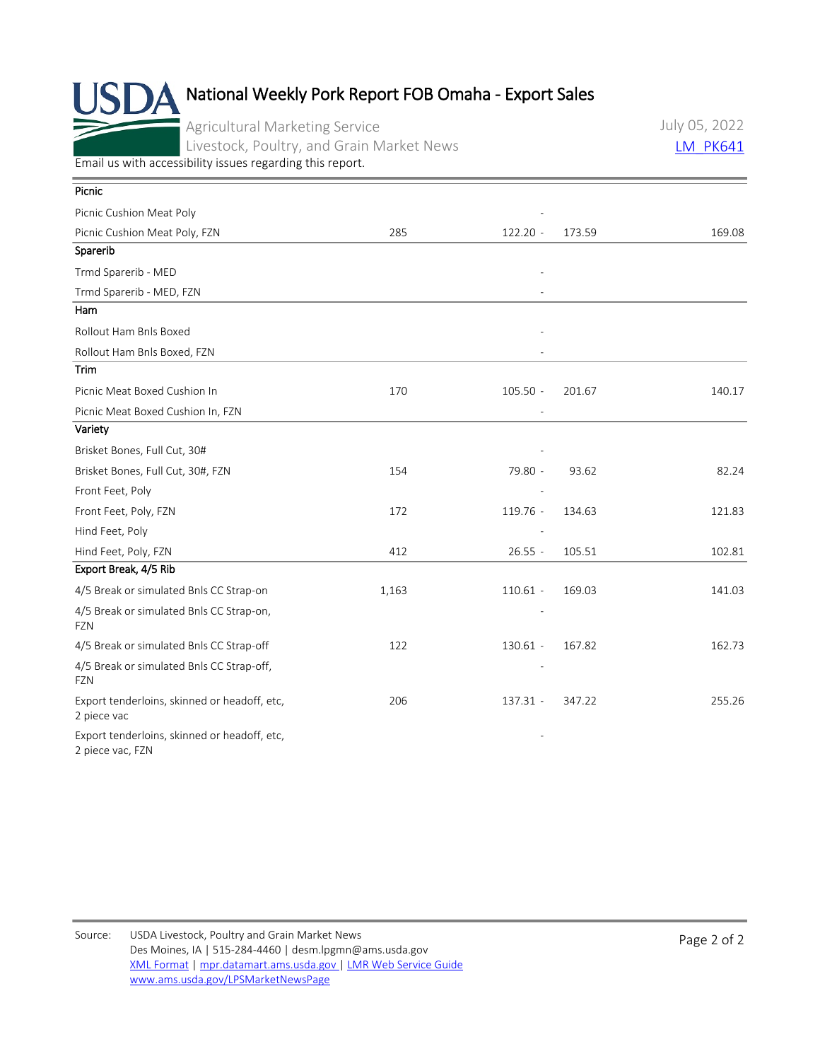# National Weekly Pork Report FOB Omaha - Export Sales

Agricultural Marketing Service
Livestock, Poultry, and Grain Market News

July 05, 2022
LM_PK641

Email us with accessibility issues regarding this report.

| | | | |
|---|---|---|---|
| **Picnic** | | | |
| Picnic Cushion Meat Poly | | - | |
| Picnic Cushion Meat Poly, FZN | 285 | 122.20 - 173.59 | 169.08 |
| **Sparerib** | | | |
| Trmd Sparerib - MED | | - | |
| Trmd Sparerib - MED, FZN | | - | |
| **Ham** | | | |
| Rollout Ham Bnls Boxed | | - | |
| Rollout Ham Bnls Boxed, FZN | | - | |
| **Trim** | | | |
| Picnic Meat Boxed Cushion In | 170 | 105.50 - 201.67 | 140.17 |
| Picnic Meat Boxed Cushion In, FZN | | - | |
| **Variety** | | | |
| Brisket Bones, Full Cut, 30# | | - | |
| Brisket Bones, Full Cut, 30#, FZN | 154 | 79.80 - 93.62 | 82.24 |
| Front Feet, Poly | | - | |
| Front Feet, Poly, FZN | 172 | 119.76 - 134.63 | 121.83 |
| Hind Feet, Poly | | - | |
| Hind Feet, Poly, FZN | 412 | 26.55 - 105.51 | 102.81 |
| **Export Break, 4/5 Rib** | | | |
| 4/5 Break or simulated Bnls CC Strap-on | 1,163 | 110.61 - 169.03 | 141.03 |
| 4/5 Break or simulated Bnls CC Strap-on, FZN | | - | |
| 4/5 Break or simulated Bnls CC Strap-off | 122 | 130.61 - 167.82 | 162.73 |
| 4/5 Break or simulated Bnls CC Strap-off, FZN | | - | |
| Export tenderloins, skinned or headoff, etc, 2 piece vac | 206 | 137.31 - 347.22 | 255.26 |
| Export tenderloins, skinned or headoff, etc, 2 piece vac, FZN | | - | |

Source: USDA Livestock, Poultry and Grain Market News
Des Moines, IA | 515-284-4460 | desm.lpgmn@ams.usda.gov
XML Format | mpr.datamart.ams.usda.gov | LMR Web Service Guide
www.ams.usda.gov/LPSMarketNewsPage